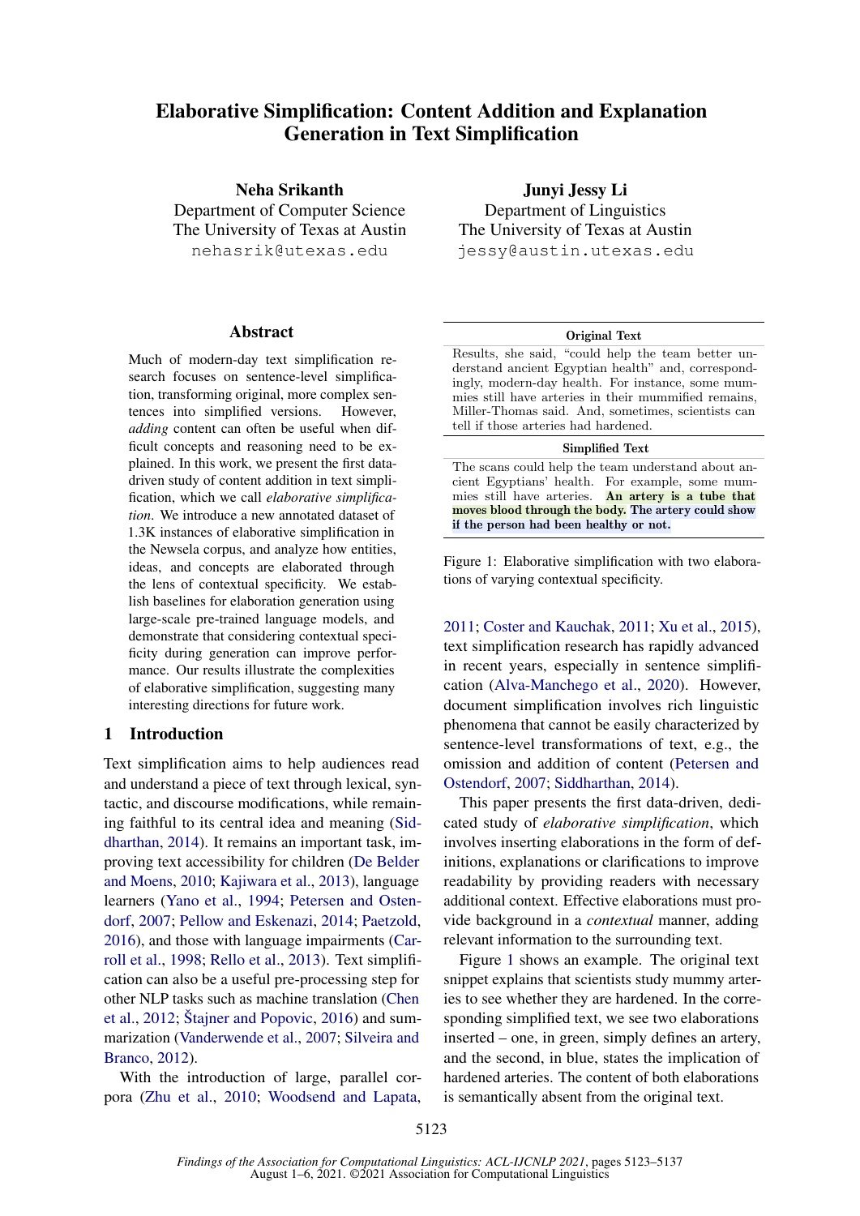# Elaborative Simplification: Content Addition and Explanation Generation in Text Simplification

**Neha Srikanth**
Department of Computer Science
The University of Texas at Austin
nehasrik@utexas.edu

**Junyi Jessy Li**
Department of Linguistics
The University of Texas at Austin
jessy@austin.utexas.edu

## Abstract

Much of modern-day text simplification research focuses on sentence-level simplification, transforming original, more complex sentences into simplified versions. However, *adding* content can often be useful when difficult concepts and reasoning need to be explained. In this work, we present the first data-driven study of content addition in text simplification, which we call *elaborative simplification*. We introduce a new annotated dataset of 1.3K instances of elaborative simplification in the Newsela corpus, and analyze how entities, ideas, and concepts are elaborated through the lens of contextual specificity. We establish baselines for elaboration generation using large-scale pre-trained language models, and demonstrate that considering contextual specificity during generation can improve performance. Our results illustrate the complexities of elaborative simplification, suggesting many interesting directions for future work.

## 1 Introduction

Text simplification aims to help audiences read and understand a piece of text through lexical, syntactic, and discourse modifications, while remaining faithful to its central idea and meaning (Siddharthan, 2014). It remains an important task, improving text accessibility for children (De Belder and Moens, 2010; Kajiwara et al., 2013), language learners (Yano et al., 1994; Petersen and Ostendorf, 2007; Pellow and Eskenazi, 2014; Paetzold, 2016), and those with language impairments (Carroll et al., 1998; Rello et al., 2013). Text simplification can also be a useful pre-processing step for other NLP tasks such as machine translation (Chen et al., 2012; Štajner and Popovic, 2016) and summarization (Vanderwende et al., 2007; Silveira and Branco, 2012).

With the introduction of large, parallel corpora (Zhu et al., 2010; Woodsend and Lapata, 2011; Coster and Kauchak, 2011; Xu et al., 2015), text simplification research has rapidly advanced in recent years, especially in sentence simplification (Alva-Manchego et al., 2020). However, document simplification involves rich linguistic phenomena that cannot be easily characterized by sentence-level transformations of text, e.g., the omission and addition of content (Petersen and Ostendorf, 2007; Siddharthan, 2014).

| Original Text |
|---|
| Results, she said, "could help the team better understand ancient Egyptian health" and, correspondingly, modern-day health. For instance, some mummies still have arteries in their mummified remains, Miller-Thomas said. And, sometimes, scientists can tell if those arteries had hardened. |
| **Simplified Text** |
| The scans could help the team understand about ancient Egyptians' health. For example, some mummies still have arteries. **An artery is a tube that moves blood through the body.** **The artery could show if the person had been healthy or not.** |

Figure 1: Elaborative simplification with two elaborations of varying contextual specificity.

This paper presents the first data-driven, dedicated study of *elaborative simplification*, which involves inserting elaborations in the form of definitions, explanations or clarifications to improve readability by providing readers with necessary additional context. Effective elaborations must provide background in a *contextual* manner, adding relevant information to the surrounding text.

Figure 1 shows an example. The original text snippet explains that scientists study mummy arteries to see whether they are hardened. In the corresponding simplified text, we see two elaborations inserted – one, in green, simply defines an artery, and the second, in blue, states the implication of hardened arteries. The content of both elaborations is semantically absent from the original text.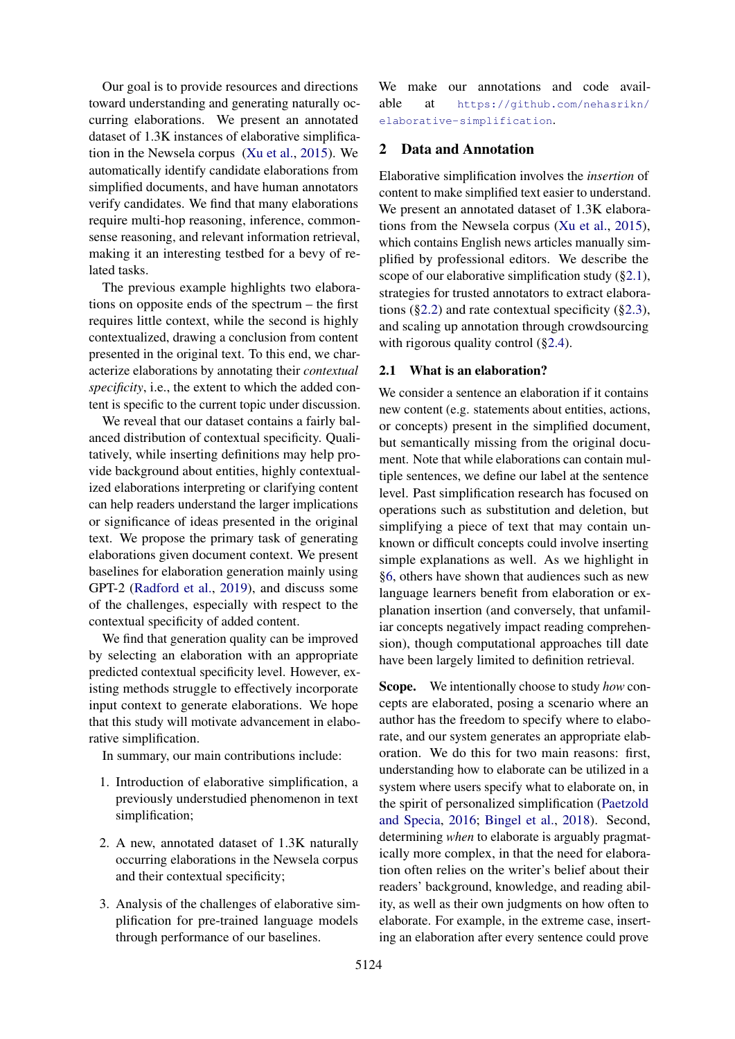Our goal is to provide resources and directions toward understanding and generating naturally occurring elaborations. We present an annotated dataset of 1.3K instances of elaborative simplification in the Newsela corpus (Xu et al., 2015). We automatically identify candidate elaborations from simplified documents, and have human annotators verify candidates. We find that many elaborations require multi-hop reasoning, inference, commonsense reasoning, and relevant information retrieval, making it an interesting testbed for a bevy of related tasks.

The previous example highlights two elaborations on opposite ends of the spectrum – the first requires little context, while the second is highly contextualized, drawing a conclusion from content presented in the original text. To this end, we characterize elaborations by annotating their *contextual specificity*, i.e., the extent to which the added content is specific to the current topic under discussion.

We reveal that our dataset contains a fairly balanced distribution of contextual specificity. Qualitatively, while inserting definitions may help provide background about entities, highly contextualized elaborations interpreting or clarifying content can help readers understand the larger implications or significance of ideas presented in the original text. We propose the primary task of generating elaborations given document context. We present baselines for elaboration generation mainly using GPT-2 (Radford et al., 2019), and discuss some of the challenges, especially with respect to the contextual specificity of added content.

We find that generation quality can be improved by selecting an elaboration with an appropriate predicted contextual specificity level. However, existing methods struggle to effectively incorporate input context to generate elaborations. We hope that this study will motivate advancement in elaborative simplification.

In summary, our main contributions include:

1. Introduction of elaborative simplification, a previously understudied phenomenon in text simplification;
2. A new, annotated dataset of 1.3K naturally occurring elaborations in the Newsela corpus and their contextual specificity;
3. Analysis of the challenges of elaborative simplification for pre-trained language models through performance of our baselines.

We make our annotations and code available at https://github.com/nehasrikn/elaborative-simplification.

## 2 Data and Annotation

Elaborative simplification involves the *insertion* of content to make simplified text easier to understand. We present an annotated dataset of 1.3K elaborations from the Newsela corpus (Xu et al., 2015), which contains English news articles manually simplified by professional editors. We describe the scope of our elaborative simplification study (§2.1), strategies for trusted annotators to extract elaborations (§2.2) and rate contextual specificity (§2.3), and scaling up annotation through crowdsourcing with rigorous quality control (§2.4).

### 2.1 What is an elaboration?

We consider a sentence an elaboration if it contains new content (e.g. statements about entities, actions, or concepts) present in the simplified document, but semantically missing from the original document. Note that while elaborations can contain multiple sentences, we define our label at the sentence level. Past simplification research has focused on operations such as substitution and deletion, but simplifying a piece of text that may contain unknown or difficult concepts could involve inserting simple explanations as well. As we highlight in §6, others have shown that audiences such as new language learners benefit from elaboration or explanation insertion (and conversely, that unfamiliar concepts negatively impact reading comprehension), though computational approaches till date have been largely limited to definition retrieval.

**Scope.** We intentionally choose to study *how* concepts are elaborated, posing a scenario where an author has the freedom to specify where to elaborate, and our system generates an appropriate elaboration. We do this for two main reasons: first, understanding how to elaborate can be utilized in a system where users specify what to elaborate on, in the spirit of personalized simplification (Paetzold and Specia, 2016; Bingel et al., 2018). Second, determining *when* to elaborate is arguably pragmatically more complex, in that the need for elaboration often relies on the writer's belief about their readers' background, knowledge, and reading ability, as well as their own judgments on how often to elaborate. For example, in the extreme case, inserting an elaboration after every sentence could prove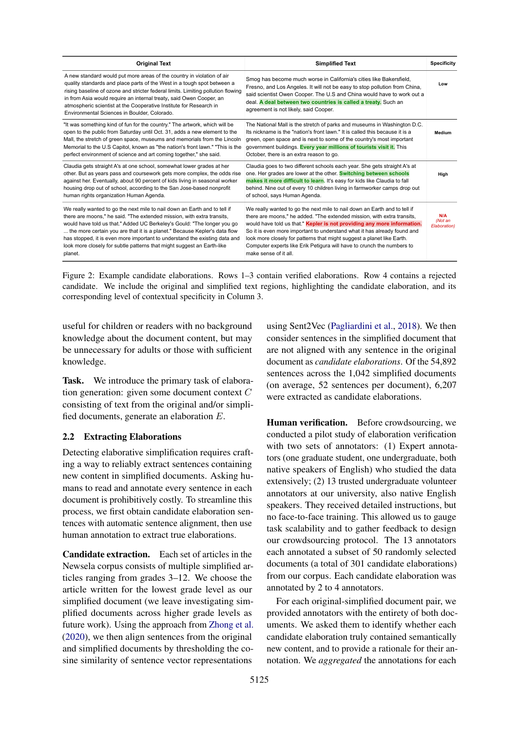| Original Text | Simplified Text | Specificity |
|---|---|---|
| A new standard would put more areas of the country in violation of air quality standards and place parts of the West in a tough spot between a rising baseline of ozone and stricter federal limits. Limiting pollution flowing in from Asia would require an internal treaty, said Owen Cooper, an atmospheric scientist at the Cooperative Institute for Research in Environmental Sciences in Boulder, Colorado. | Smog has become much worse in California's cities like Bakersfield, Fresno, and Los Angeles. It will not be easy to stop pollution from China, said scientist Owen Cooper. The U.S and China would have to work out a deal. **A deal between two countries is called a treaty.** Such an agreement is not likely, said Cooper. | Low |
| "It was something kind of fun for the country." The artwork, which will be open to the public from Saturday until Oct. 31, adds a new element to the Mall, the stretch of green space, museums and memorials from the Lincoln Memorial to the U.S Capitol, known as "the nation's front lawn." "This is the perfect environment of science and art coming together," she said. | The National Mall is the stretch of parks and museums in Washington D.C. Its nickname is the "nation's front lawn." It is called this because it is a green, open space and is next to some of the country's most important government buildings. **Every year millions of tourists visit it.** This October, there is an extra reason to go. | Medium |
| Claudia gets straight A's at one school, somewhat lower grades at her other. But as years pass and coursework gets more complex, the odds rise against her. Eventually, about 90 percent of kids living in seasonal worker housing drop out of school, according to the San Jose-based nonprofit human rights organization Human Agenda. | Claudia goes to two different schools each year. She gets straight A's at one. Her grades are lower at the other. **Switching between schools makes it more difficult to learn.** It's easy for kids like Claudia to fall behind. Nine out of every 10 children living in farmworker camps drop out of school, says Human Agenda. | High |
| We really wanted to go the next mile to nail down an Earth and to tell if there are moons," he said. "The extended mission, with extra transits, would have told us that." Added UC Berkeley's Gould: "The longer you go ... the more certain you are that it is a planet." Because Kepler's data flow has stopped, it is even more important to understand the existing data and look more closely for subtle patterns that might suggest an Earth-like planet. | We really wanted to go the next mile to nail down an Earth and to tell if there are moons," he added. "The extended mission, with extra transits, would have told us that." **Kepler is not providing any more information.** So it is even more important to understand what it has already found and look more closely for patterns that might suggest a planet like Earth. Computer experts like Erik Petigura will have to crunch the numbers to make sense of it all. | N/A (Not an Elaboration) |

Figure 2: Example candidate elaborations. Rows 1–3 contain verified elaborations. Row 4 contains a rejected candidate. We include the original and simplified text regions, highlighting the candidate elaboration, and its corresponding level of contextual specificity in Column 3.

useful for children or readers with no background knowledge about the document content, but may be unnecessary for adults or those with sufficient knowledge.

**Task.** We introduce the primary task of elaboration generation: given some document context $C$ consisting of text from the original and/or simplified documents, generate an elaboration $E$.

## 2.2 Extracting Elaborations

Detecting elaborative simplification requires crafting a way to reliably extract sentences containing new content in simplified documents. Asking humans to read and annotate every sentence in each document is prohibitively costly. To streamline this process, we first obtain candidate elaboration sentences with automatic sentence alignment, then use human annotation to extract true elaborations.

**Candidate extraction.** Each set of articles in the Newsela corpus consists of multiple simplified articles ranging from grades 3–12. We choose the article written for the lowest grade level as our simplified document (we leave investigating simplified documents across higher grade levels as future work). Using the approach from Zhong et al. (2020), we then align sentences from the original and simplified documents by thresholding the cosine similarity of sentence vector representations using Sent2Vec (Pagliardini et al., 2018). We then consider sentences in the simplified document that are not aligned with any sentence in the original document as *candidate elaborations*. Of the 54,892 sentences across the 1,042 simplified documents (on average, 52 sentences per document), 6,207 were extracted as candidate elaborations.

**Human verification.** Before crowdsourcing, we conducted a pilot study of elaboration verification with two sets of annotators: (1) Expert annotators (one graduate student, one undergraduate, both native speakers of English) who studied the data extensively; (2) 13 trusted undergraduate volunteer annotators at our university, also native English speakers. They received detailed instructions, but no face-to-face training. This allowed us to gauge task scalability and to gather feedback to design our crowdsourcing protocol. The 13 annotators each annotated a subset of 50 randomly selected documents (a total of 301 candidate elaborations) from our corpus. Each candidate elaboration was annotated by 2 to 4 annotators.

For each original-simplified document pair, we provided annotators with the entirety of both documents. We asked them to identify whether each candidate elaboration truly contained semantically new content, and to provide a rationale for their annotation. We *aggregated* the annotations for each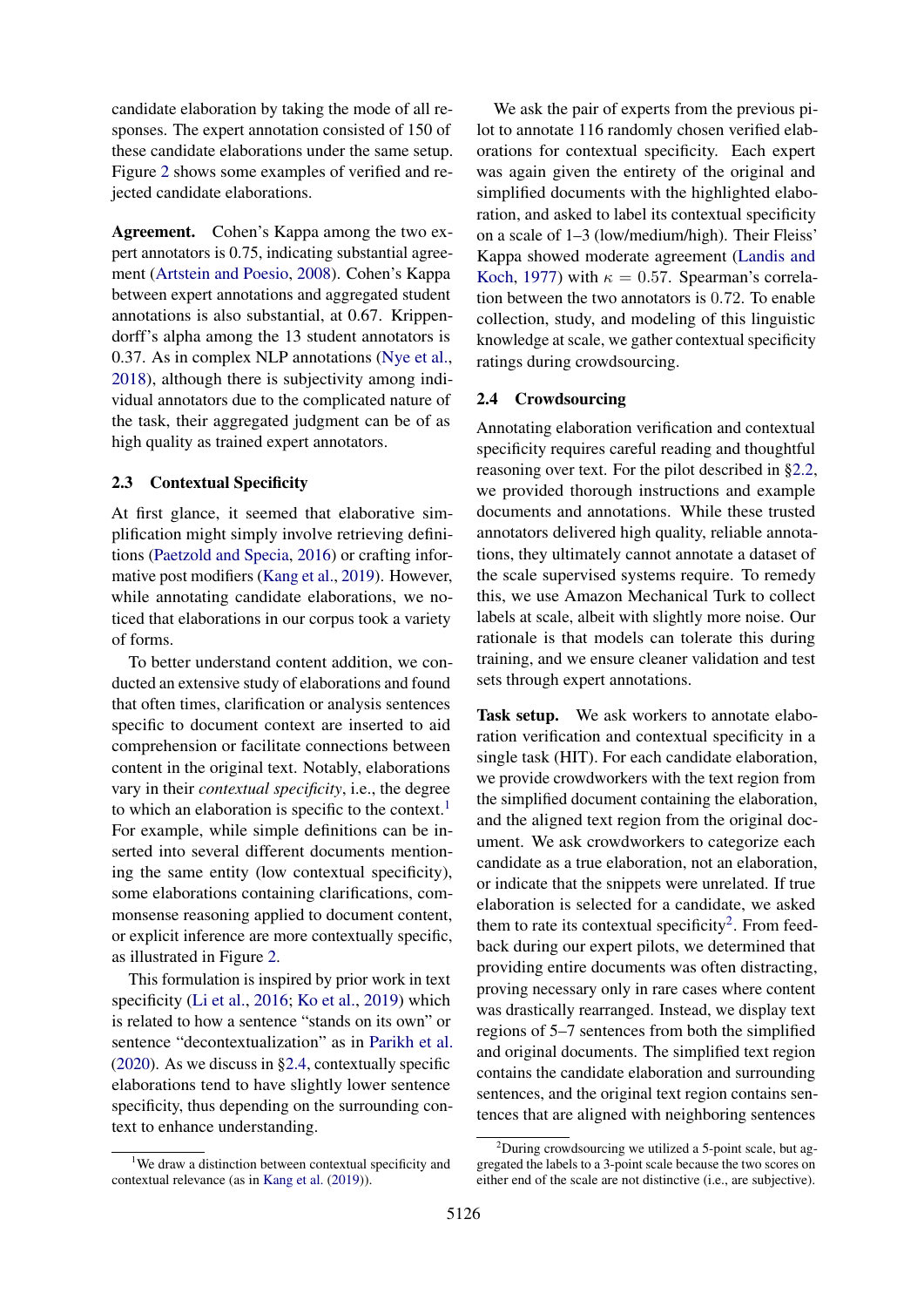candidate elaboration by taking the mode of all responses. The expert annotation consisted of 150 of these candidate elaborations under the same setup. Figure 2 shows some examples of verified and rejected candidate elaborations.

**Agreement.** Cohen's Kappa among the two expert annotators is 0.75, indicating substantial agreement (Artstein and Poesio, 2008). Cohen's Kappa between expert annotations and aggregated student annotations is also substantial, at 0.67. Krippendorff's alpha among the 13 student annotators is 0.37. As in complex NLP annotations (Nye et al., 2018), although there is subjectivity among individual annotators due to the complicated nature of the task, their aggregated judgment can be of as high quality as trained expert annotators.

### 2.3 Contextual Specificity

At first glance, it seemed that elaborative simplification might simply involve retrieving definitions (Paetzold and Specia, 2016) or crafting informative post modifiers (Kang et al., 2019). However, while annotating candidate elaborations, we noticed that elaborations in our corpus took a variety of forms.

To better understand content addition, we conducted an extensive study of elaborations and found that often times, clarification or analysis sentences specific to document context are inserted to aid comprehension or facilitate connections between content in the original text. Notably, elaborations vary in their *contextual specificity*, i.e., the degree to which an elaboration is specific to the context.[1] For example, while simple definitions can be inserted into several different documents mentioning the same entity (low contextual specificity), some elaborations containing clarifications, commonsense reasoning applied to document content, or explicit inference are more contextually specific, as illustrated in Figure 2.

This formulation is inspired by prior work in text specificity (Li et al., 2016; Ko et al., 2019) which is related to how a sentence "stands on its own" or sentence "decontextualization" as in Parikh et al. (2020). As we discuss in §2.4, contextually specific elaborations tend to have slightly lower sentence specificity, thus depending on the surrounding context to enhance understanding.

We ask the pair of experts from the previous pilot to annotate 116 randomly chosen verified elaborations for contextual specificity. Each expert was again given the entirety of the original and simplified documents with the highlighted elaboration, and asked to label its contextual specificity on a scale of 1–3 (low/medium/high). Their Fleiss' Kappa showed moderate agreement (Landis and Koch, 1977) with $\kappa = 0.57$. Spearman's correlation between the two annotators is 0.72. To enable collection, study, and modeling of this linguistic knowledge at scale, we gather contextual specificity ratings during crowdsourcing.

### 2.4 Crowdsourcing

Annotating elaboration verification and contextual specificity requires careful reading and thoughtful reasoning over text. For the pilot described in §2.2, we provided thorough instructions and example documents and annotations. While these trusted annotators delivered high quality, reliable annotations, they ultimately cannot annotate a dataset of the scale supervised systems require. To remedy this, we use Amazon Mechanical Turk to collect labels at scale, albeit with slightly more noise. Our rationale is that models can tolerate this during training, and we ensure cleaner validation and test sets through expert annotations.

**Task setup.** We ask workers to annotate elaboration verification and contextual specificity in a single task (HIT). For each candidate elaboration, we provide crowdworkers with the text region from the simplified document containing the elaboration, and the aligned text region from the original document. We ask crowdworkers to categorize each candidate as a true elaboration, not an elaboration, or indicate that the snippets were unrelated. If true elaboration is selected for a candidate, we asked them to rate its contextual specificity[2]. From feedback during our expert pilots, we determined that providing entire documents was often distracting, proving necessary only in rare cases where content was drastically rearranged. Instead, we display text regions of 5–7 sentences from both the simplified and original documents. The simplified text region contains the candidate elaboration and surrounding sentences, and the original text region contains sentences that are aligned with neighboring sentences

[1] We draw a distinction between contextual specificity and contextual relevance (as in Kang et al. (2019)).

[2] During crowdsourcing we utilized a 5-point scale, but aggregated the labels to a 3-point scale because the two scores on either end of the scale are not distinctive (i.e., are subjective).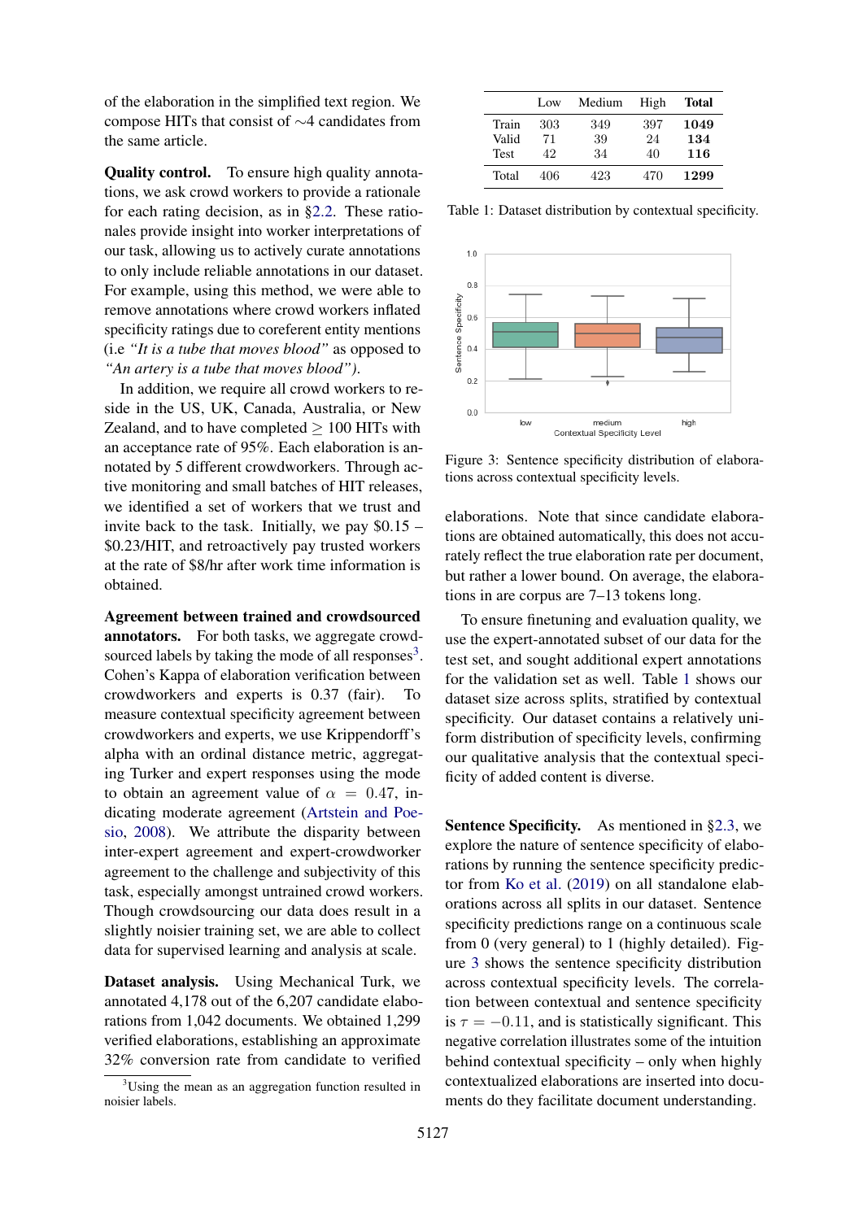of the elaboration in the simplified text region. We compose HITs that consist of ∼4 candidates from the same article.

**Quality control.** To ensure high quality annotations, we ask crowd workers to provide a rationale for each rating decision, as in §2.2. These rationales provide insight into worker interpretations of our task, allowing us to actively curate annotations to only include reliable annotations in our dataset. For example, using this method, we were able to remove annotations where crowd workers inflated specificity ratings due to coreferent entity mentions (i.e *"It is a tube that moves blood"* as opposed to *"An artery is a tube that moves blood")*.

In addition, we require all crowd workers to reside in the US, UK, Canada, Australia, or New Zealand, and to have completed ≥ 100 HITs with an acceptance rate of 95%. Each elaboration is annotated by 5 different crowdworkers. Through active monitoring and small batches of HIT releases, we identified a set of workers that we trust and invite back to the task. Initially, we pay $0.15 – $0.23/HIT, and retroactively pay trusted workers at the rate of $8/hr after work time information is obtained.

**Agreement between trained and crowdsourced annotators.** For both tasks, we aggregate crowdsourced labels by taking the mode of all responses[3]. Cohen's Kappa of elaboration verification between crowdworkers and experts is 0.37 (fair). To measure contextual specificity agreement between crowdworkers and experts, we use Krippendorff's alpha with an ordinal distance metric, aggregating Turker and expert responses using the mode to obtain an agreement value of $\alpha = 0.47$, indicating moderate agreement (Artstein and Poesio, 2008). We attribute the disparity between inter-expert agreement and expert-crowdworker agreement to the challenge and subjectivity of this task, especially amongst untrained crowd workers. Though crowdsourcing our data does result in a slightly noisier training set, we are able to collect data for supervised learning and analysis at scale.

**Dataset analysis.** Using Mechanical Turk, we annotated 4,178 out of the 6,207 candidate elaborations from 1,042 documents. We obtained 1,299 verified elaborations, establishing an approximate 32% conversion rate from candidate to verified elaborations. Note that since candidate elaborations are obtained automatically, this does not accurately reflect the true elaboration rate per document, but rather a lower bound. On average, the elaborations in are corpus are 7–13 tokens long.

[3]Using the mean as an aggregation function resulted in noisier labels.

|  | Low | Medium | High | **Total** |
|---|---|---|---|---|
| Train | 303 | 349 | 397 | **1049** |
| Valid | 71 | 39 | 24 | **134** |
| Test | 42 | 34 | 40 | **116** |
| Total | 406 | 423 | 470 | **1299** |

Table 1: Dataset distribution by contextual specificity.

Figure 3: Sentence specificity distribution of elaborations across contextual specificity levels.

To ensure finetuning and evaluation quality, we use the expert-annotated subset of our data for the test set, and sought additional expert annotations for the validation set as well. Table 1 shows our dataset size across splits, stratified by contextual specificity. Our dataset contains a relatively uniform distribution of specificity levels, confirming our qualitative analysis that the contextual specificity of added content is diverse.

**Sentence Specificity.** As mentioned in §2.3, we explore the nature of sentence specificity of elaborations by running the sentence specificity predictor from Ko et al. (2019) on all standalone elaborations across all splits in our dataset. Sentence specificity predictions range on a continuous scale from 0 (very general) to 1 (highly detailed). Figure 3 shows the sentence specificity distribution across contextual specificity levels. The correlation between contextual and sentence specificity is $\tau = -0.11$, and is statistically significant. This negative correlation illustrates some of the intuition behind contextual specificity – only when highly contextualized elaborations are inserted into documents do they facilitate document understanding.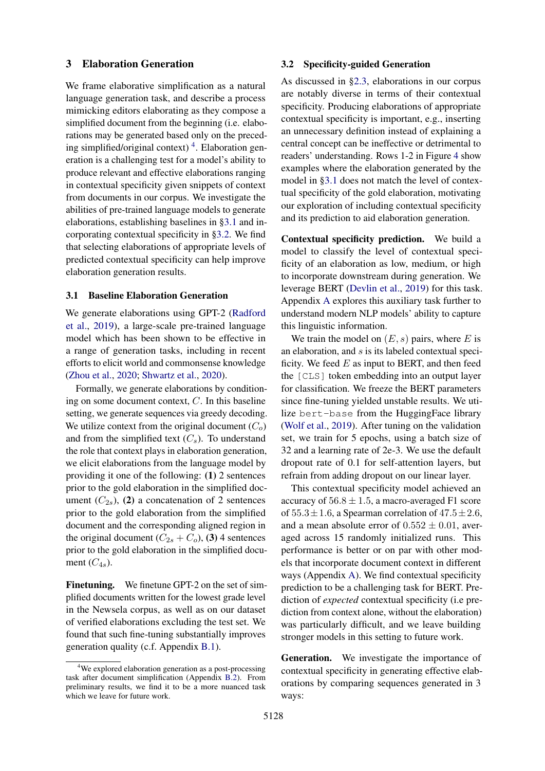## 3 Elaboration Generation

We frame elaborative simplification as a natural language generation task, and describe a process mimicking editors elaborating as they compose a simplified document from the beginning (i.e. elaborations may be generated based only on the preceding simplified/original context) [4]. Elaboration generation is a challenging test for a model's ability to produce relevant and effective elaborations ranging in contextual specificity given snippets of context from documents in our corpus. We investigate the abilities of pre-trained language models to generate elaborations, establishing baselines in §3.1 and incorporating contextual specificity in §3.2. We find that selecting elaborations of appropriate levels of predicted contextual specificity can help improve elaboration generation results.

### 3.1 Baseline Elaboration Generation

We generate elaborations using GPT-2 (Radford et al., 2019), a large-scale pre-trained language model which has been shown to be effective in a range of generation tasks, including in recent efforts to elicit world and commonsense knowledge (Zhou et al., 2020; Shwartz et al., 2020).

Formally, we generate elaborations by conditioning on some document context, $C$. In this baseline setting, we generate sequences via greedy decoding. We utilize context from the original document ($C_o$) and from the simplified text ($C_s$). To understand the role that context plays in elaboration generation, we elicit elaborations from the language model by providing it one of the following: **(1)** 2 sentences prior to the gold elaboration in the simplified document ($C_{2s}$), **(2)** a concatenation of 2 sentences prior to the gold elaboration from the simplified document and the corresponding aligned region in the original document ($C_{2s} + C_o$), **(3)** 4 sentences prior to the gold elaboration in the simplified document ($C_{4s}$).

**Finetuning.** We finetune GPT-2 on the set of simplified documents written for the lowest grade level in the Newsela corpus, as well as on our dataset of verified elaborations excluding the test set. We found that such fine-tuning substantially improves generation quality (c.f. Appendix B.1).

[4] We explored elaboration generation as a post-processing task after document simplification (Appendix B.2). From preliminary results, we find it to be a more nuanced task which we leave for future work.

### 3.2 Specificity-guided Generation

As discussed in §2.3, elaborations in our corpus are notably diverse in terms of their contextual specificity. Producing elaborations of appropriate contextual specificity is important, e.g., inserting an unnecessary definition instead of explaining a central concept can be ineffective or detrimental to readers' understanding. Rows 1-2 in Figure 4 show examples where the elaboration generated by the model in §3.1 does not match the level of contextual specificity of the gold elaboration, motivating our exploration of including contextual specificity and its prediction to aid elaboration generation.

**Contextual specificity prediction.** We build a model to classify the level of contextual specificity of an elaboration as low, medium, or high to incorporate downstream during generation. We leverage BERT (Devlin et al., 2019) for this task. Appendix A explores this auxiliary task further to understand modern NLP models' ability to capture this linguistic information.

We train the model on $(E, s)$ pairs, where $E$ is an elaboration, and $s$ is its labeled contextual specificity. We feed $E$ as input to BERT, and then feed the `[CLS]` token embedding into an output layer for classification. We freeze the BERT parameters since fine-tuning yielded unstable results. We utilize `bert-base` from the HuggingFace library (Wolf et al., 2019). After tuning on the validation set, we train for 5 epochs, using a batch size of 32 and a learning rate of 2e-3. We use the default dropout rate of 0.1 for self-attention layers, but refrain from adding dropout on our linear layer.

This contextual specificity model achieved an accuracy of $56.8 \pm 1.5$, a macro-averaged F1 score of $55.3 \pm 1.6$, a Spearman correlation of $47.5 \pm 2.6$, and a mean absolute error of $0.552 \pm 0.01$, averaged across 15 randomly initialized runs. This performance is better or on par with other models that incorporate document context in different ways (Appendix A). We find contextual specificity prediction to be a challenging task for BERT. Prediction of *expected* contextual specificity (i.e prediction from context alone, without the elaboration) was particularly difficult, and we leave building stronger models in this setting to future work.

**Generation.** We investigate the importance of contextual specificity in generating effective elaborations by comparing sequences generated in 3 ways: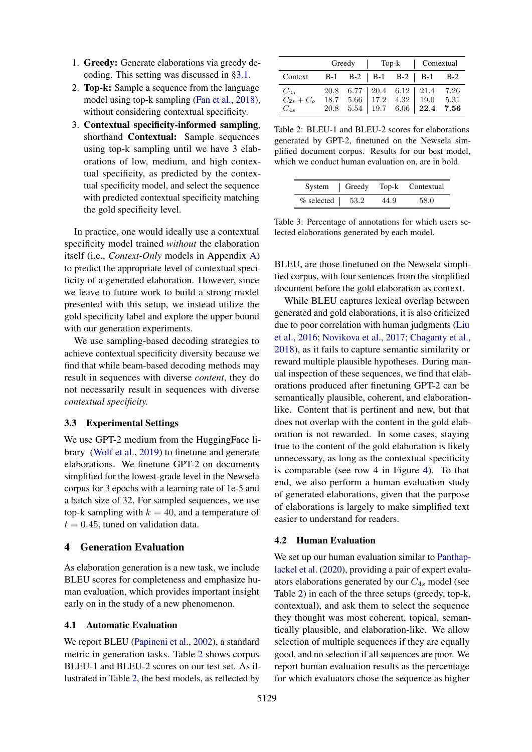1. **Greedy:** Generate elaborations via greedy decoding. This setting was discussed in §3.1.
2. **Top-k:** Sample a sequence from the language model using top-k sampling (Fan et al., 2018), without considering contextual specificity.
3. **Contextual specificity-informed sampling**, shorthand **Contextual:** Sample sequences using top-k sampling until we have 3 elaborations of low, medium, and high contextual specificity, as predicted by the contextual specificity model, and select the sequence with predicted contextual specificity matching the gold specificity level.

In practice, one would ideally use a contextual specificity model trained *without* the elaboration itself (i.e., *Context-Only* models in Appendix A) to predict the appropriate level of contextual specificity of a generated elaboration. However, since we leave to future work to build a strong model presented with this setup, we instead utilize the gold specificity label and explore the upper bound with our generation experiments.

We use sampling-based decoding strategies to achieve contextual specificity diversity because we find that while beam-based decoding methods may result in sequences with diverse *content*, they do not necessarily result in sequences with diverse *contextual specificity.*

### 3.3 Experimental Settings

We use GPT-2 medium from the HuggingFace library (Wolf et al., 2019) to finetune and generate elaborations. We finetune GPT-2 on documents simplified for the lowest-grade level in the Newsela corpus for 3 epochs with a learning rate of 1e-5 and a batch size of 32. For sampled sequences, we use top-k sampling with $k = 40$, and a temperature of $t = 0.45$, tuned on validation data.

## 4 Generation Evaluation

As elaboration generation is a new task, we include BLEU scores for completeness and emphasize human evaluation, which provides important insight early on in the study of a new phenomenon.

### 4.1 Automatic Evaluation

We report BLEU (Papineni et al., 2002), a standard metric in generation tasks. Table 2 shows corpus BLEU-1 and BLEU-2 scores on our test set. As illustrated in Table 2, the best models, as reflected by BLEU, are those finetuned on the Newsela simplified corpus, with four sentences from the simplified document before the gold elaboration as context.

| | Greedy | | Top-k | | Contextual | |
|---|---|---|---|---|---|---|
| Context | B-1 | B-2 | B-1 | B-2 | B-1 | B-2 |
| $C_{2s}$ | 20.8 | 6.77 | 20.4 | 6.12 | 21.4 | 7.26 |
| $C_{2s} + C_o$ | 18.7 | 5.66 | 17.2 | 4.32 | 19.0 | 5.31 |
| $C_{4s}$ | 20.8 | 5.54 | 19.7 | 6.06 | **22.4** | **7.56** |

Table 2: BLEU-1 and BLEU-2 scores for elaborations generated by GPT-2, finetuned on the Newsela simplified document corpus. Results for our best model, which we conduct human evaluation on, are in bold.

| System | Greedy | Top-k | Contextual |
|---|---|---|---|
| % selected | 53.2 | 44.9 | 58.0 |

Table 3: Percentage of annotations for which users selected elaborations generated by each model.

While BLEU captures lexical overlap between generated and gold elaborations, it is also criticized due to poor correlation with human judgments (Liu et al., 2016; Novikova et al., 2017; Chaganty et al., 2018), as it fails to capture semantic similarity or reward multiple plausible hypotheses. During manual inspection of these sequences, we find that elaborations produced after finetuning GPT-2 can be semantically plausible, coherent, and elaboration-like. Content that is pertinent and new, but that does not overlap with the content in the gold elaboration is not rewarded. In some cases, staying true to the content of the gold elaboration is likely unnecessary, as long as the contextual specificity is comparable (see row 4 in Figure 4). To that end, we also perform a human evaluation study of generated elaborations, given that the purpose of elaborations is largely to make simplified text easier to understand for readers.

### 4.2 Human Evaluation

We set up our human evaluation similar to Panthaplackel et al. (2020), providing a pair of expert evaluators elaborations generated by our $C_{4s}$ model (see Table 2) in each of the three setups (greedy, top-k, contextual), and ask them to select the sequence they thought was most coherent, topical, semantically plausible, and elaboration-like. We allow selection of multiple sequences if they are equally good, and no selection if all sequences are poor. We report human evaluation results as the percentage for which evaluators chose the sequence as higher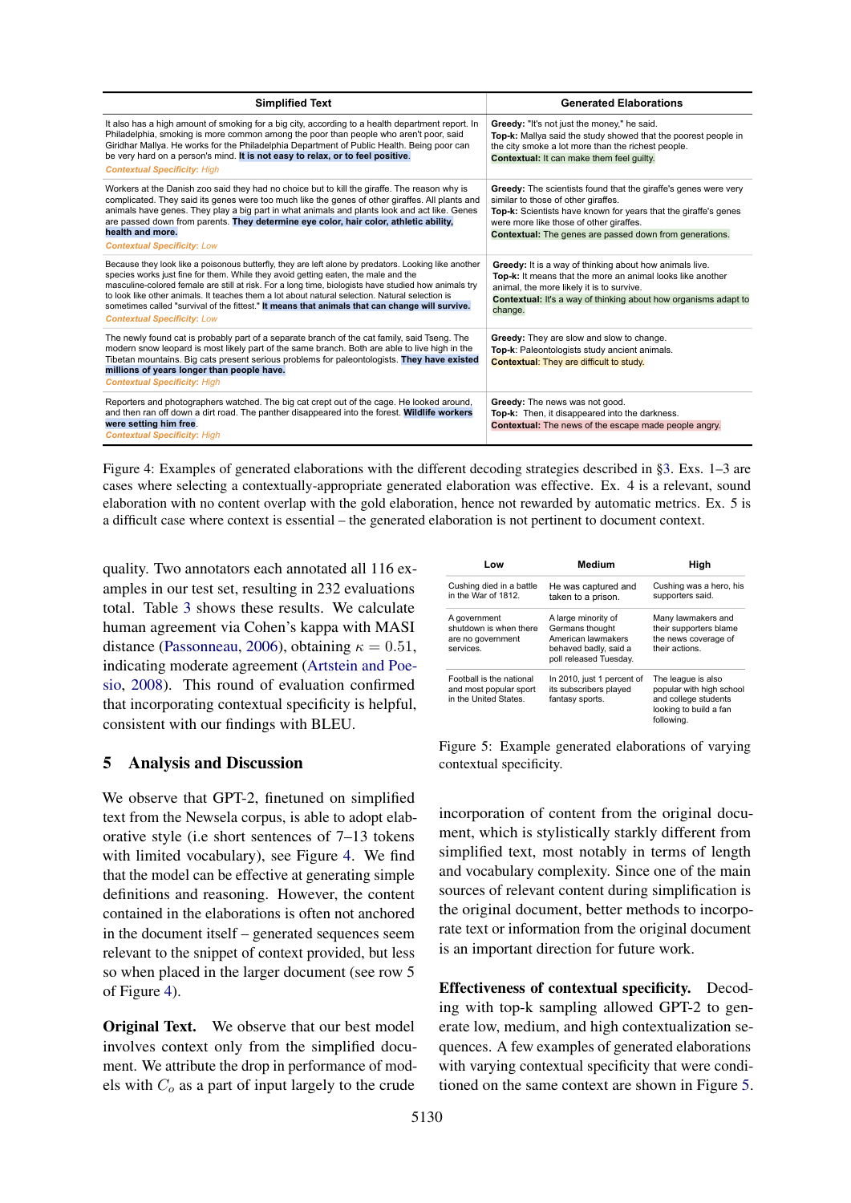| Simplified Text | Generated Elaborations |
|---|---|
| It also has a high amount of smoking for a big city, according to a health department report. In Philadelphia, smoking is more common among the poor than people who aren't poor, said Giridhar Mallya. He works for the Philadelphia Department of Public Health. Being poor can be very hard on a person's mind. **It is not easy to relax, or to feel positive.** *Contextual Specificity: High* | **Greedy:** "It's not just the money," he said. **Top-k:** Mallya said the study showed that the poorest people in the city smoke a lot more than the richest people. **Contextual:** It can make them feel guilty. |
| Workers at the Danish zoo said they had no choice but to kill the giraffe. The reason why is complicated. They said its genes were too much like the genes of other giraffes. All plants and animals have genes. They play a big part in what animals and plants look and act like. Genes are passed down from parents. **They determine eye color, hair color, athletic ability, health and more.** *Contextual Specificity: Low* | **Greedy:** The scientists found that the giraffe's genes were very similar to those of other giraffes. **Top-k:** Scientists have known for years that the giraffe's genes were more like those of other giraffes. **Contextual:** The genes are passed down from generations. |
| Because they look like a poisonous butterfly, they are left alone by predators. Looking like another species works just fine for them. While they avoid getting eaten, the male and the masculine-colored female are still at risk. For a long time, biologists have studied how animals try to look like other animals. It teaches them a lot about natural selection. Natural selection is sometimes called "survival of the fittest." **It means that animals that can change will survive.** *Contextual Specificity: Low* | **Greedy:** It is a way of thinking about how animals live. **Top-k:** It means that the more an animal looks like another animal, the more likely it is to survive. **Contextual:** It's a way of thinking about how organisms adapt to change. |
| The newly found cat is probably part of a separate branch of the cat family, said Tseng. The modern snow leopard is most likely part of the same branch. Both are able to live high in the Tibetan mountains. Big cats present serious problems for paleontologists. **They have existed millions of years longer than people have.** *Contextual Specificity: High* | **Greedy:** They are slow and slow to change. **Top-k:** Paleontologists study ancient animals. **Contextual:** They are difficult to study. |
| Reporters and photographers watched. The big cat crept out of the cage. He looked around, and then ran off down a dirt road. The panther disappeared into the forest. **Wildlife workers were setting him free.** *Contextual Specificity: High* | **Greedy:** The news was not good. **Top-k:** Then, it disappeared into the darkness. **Contextual:** The news of the escape made people angry. |

Figure 4: Examples of generated elaborations with the different decoding strategies described in §3. Exs. 1–3 are cases where selecting a contextually-appropriate generated elaboration was effective. Ex. 4 is a relevant, sound elaboration with no content overlap with the gold elaboration, hence not rewarded by automatic metrics. Ex. 5 is a difficult case where context is essential – the generated elaboration is not pertinent to document context.

quality. Two annotators each annotated all 116 examples in our test set, resulting in 232 evaluations total. Table 3 shows these results. We calculate human agreement via Cohen's kappa with MASI distance (Passonneau, 2006), obtaining $\kappa = 0.51$, indicating moderate agreement (Artstein and Poesio, 2008). This round of evaluation confirmed that incorporating contextual specificity is helpful, consistent with our findings with BLEU.

## 5 Analysis and Discussion

We observe that GPT-2, finetuned on simplified text from the Newsela corpus, is able to adopt elaborative style (i.e short sentences of 7–13 tokens with limited vocabulary), see Figure 4. We find that the model can be effective at generating simple definitions and reasoning. However, the content contained in the elaborations is often not anchored in the document itself – generated sequences seem relevant to the snippet of context provided, but less so when placed in the larger document (see row 5 of Figure 4).

**Original Text.** We observe that our best model involves context only from the simplified document. We attribute the drop in performance of models with $C_o$ as a part of input largely to the crude incorporation of content from the original document, which is stylistically starkly different from simplified text, most notably in terms of length and vocabulary complexity. Since one of the main sources of relevant content during simplification is the original document, better methods to incorporate text or information from the original document is an important direction for future work.

| Low | Medium | High |
|---|---|---|
| Cushing died in a battle in the War of 1812. | He was captured and taken to a prison. | Cushing was a hero, his supporters said. |
| A government shutdown is when there are no government services. | A large minority of Germans thought American lawmakers behaved badly, said a poll released Tuesday. | Many lawmakers and their supporters blame the news coverage of their actions. |
| Football is the national and most popular sport in the United States. | In 2010, just 1 percent of its subscribers played fantasy sports. | The league is also popular with high school and college students looking to build a fan following. |

Figure 5: Example generated elaborations of varying contextual specificity.

**Effectiveness of contextual specificity.** Decoding with top-k sampling allowed GPT-2 to generate low, medium, and high contextualization sequences. A few examples of generated elaborations with varying contextual specificity that were conditioned on the same context are shown in Figure 5.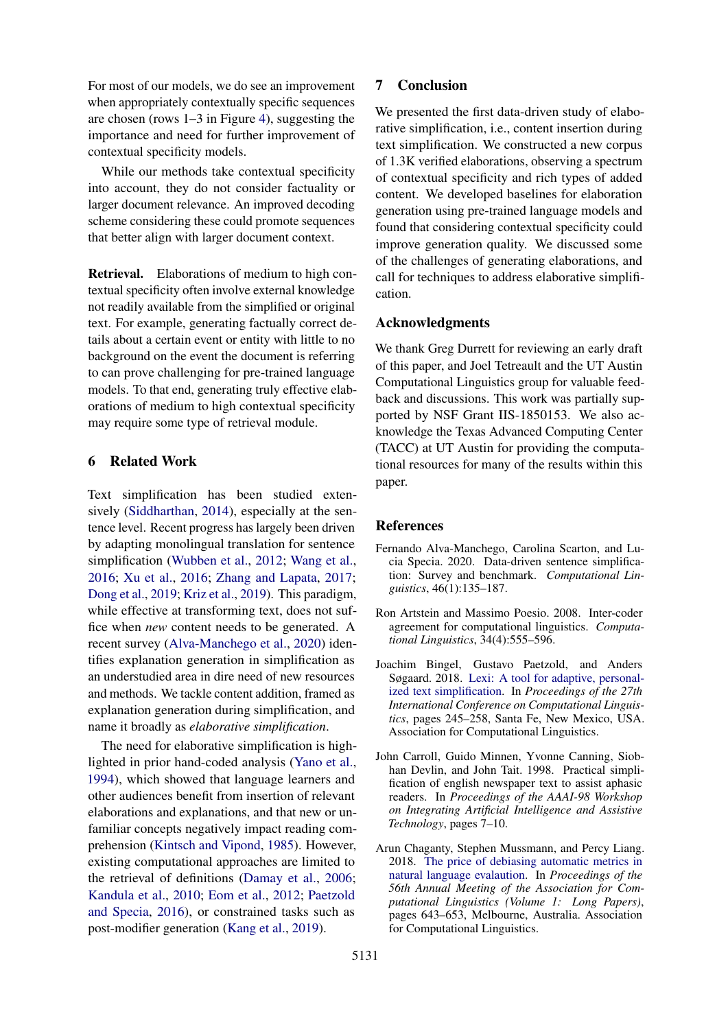For most of our models, we do see an improvement when appropriately contextually specific sequences are chosen (rows 1–3 in Figure 4), suggesting the importance and need for further improvement of contextual specificity models.

While our methods take contextual specificity into account, they do not consider factuality or larger document relevance. An improved decoding scheme considering these could promote sequences that better align with larger document context.

**Retrieval.** Elaborations of medium to high contextual specificity often involve external knowledge not readily available from the simplified or original text. For example, generating factually correct details about a certain event or entity with little to no background on the event the document is referring to can prove challenging for pre-trained language models. To that end, generating truly effective elaborations of medium to high contextual specificity may require some type of retrieval module.

## 6 Related Work

Text simplification has been studied extensively (Siddharthan, 2014), especially at the sentence level. Recent progress has largely been driven by adapting monolingual translation for sentence simplification (Wubben et al., 2012; Wang et al., 2016; Xu et al., 2016; Zhang and Lapata, 2017; Dong et al., 2019; Kriz et al., 2019). This paradigm, while effective at transforming text, does not suffice when *new* content needs to be generated. A recent survey (Alva-Manchego et al., 2020) identifies explanation generation in simplification as an understudied area in dire need of new resources and methods. We tackle content addition, framed as explanation generation during simplification, and name it broadly as *elaborative simplification*.

The need for elaborative simplification is highlighted in prior hand-coded analysis (Yano et al., 1994), which showed that language learners and other audiences benefit from insertion of relevant elaborations and explanations, and that new or unfamiliar concepts negatively impact reading comprehension (Kintsch and Vipond, 1985). However, existing computational approaches are limited to the retrieval of definitions (Damay et al., 2006; Kandula et al., 2010; Eom et al., 2012; Paetzold and Specia, 2016), or constrained tasks such as post-modifier generation (Kang et al., 2019).

## 7 Conclusion

We presented the first data-driven study of elaborative simplification, i.e., content insertion during text simplification. We constructed a new corpus of 1.3K verified elaborations, observing a spectrum of contextual specificity and rich types of added content. We developed baselines for elaboration generation using pre-trained language models and found that considering contextual specificity could improve generation quality. We discussed some of the challenges of generating elaborations, and call for techniques to address elaborative simplification.

## Acknowledgments

We thank Greg Durrett for reviewing an early draft of this paper, and Joel Tetreault and the UT Austin Computational Linguistics group for valuable feedback and discussions. This work was partially supported by NSF Grant IIS-1850153. We also acknowledge the Texas Advanced Computing Center (TACC) at UT Austin for providing the computational resources for many of the results within this paper.

## References

Fernando Alva-Manchego, Carolina Scarton, and Lucia Specia. 2020. Data-driven sentence simplification: Survey and benchmark. *Computational Linguistics*, 46(1):135–187.

Ron Artstein and Massimo Poesio. 2008. Inter-coder agreement for computational linguistics. *Computational Linguistics*, 34(4):555–596.

Joachim Bingel, Gustavo Paetzold, and Anders Søgaard. 2018. Lexi: A tool for adaptive, personalized text simplification. In *Proceedings of the 27th International Conference on Computational Linguistics*, pages 245–258, Santa Fe, New Mexico, USA. Association for Computational Linguistics.

John Carroll, Guido Minnen, Yvonne Canning, Siobhan Devlin, and John Tait. 1998. Practical simplification of english newspaper text to assist aphasic readers. In *Proceedings of the AAAI-98 Workshop on Integrating Artificial Intelligence and Assistive Technology*, pages 7–10.

Arun Chaganty, Stephen Mussmann, and Percy Liang. 2018. The price of debiasing automatic metrics in natural language evalaution. In *Proceedings of the 56th Annual Meeting of the Association for Computational Linguistics (Volume 1: Long Papers)*, pages 643–653, Melbourne, Australia. Association for Computational Linguistics.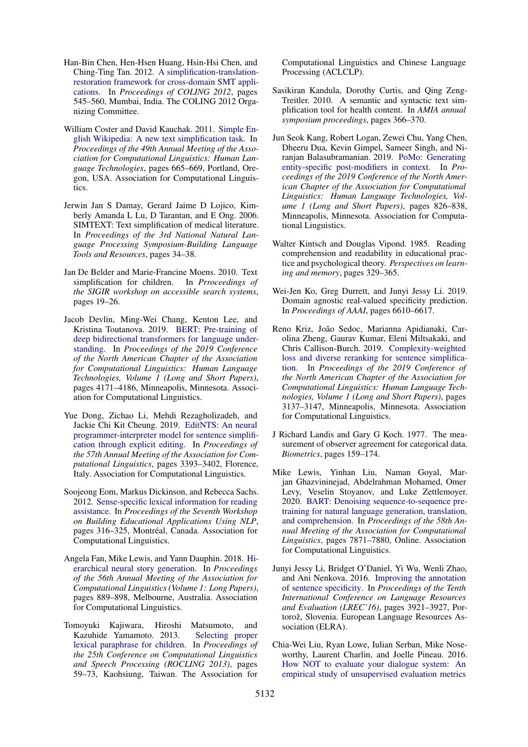Han-Bin Chen, Hen-Hsen Huang, Hsin-Hsi Chen, and Ching-Ting Tan. 2012. A simplification-translation-restoration framework for cross-domain SMT applications. In *Proceedings of COLING 2012*, pages 545–560, Mumbai, India. The COLING 2012 Organizing Committee.

William Coster and David Kauchak. 2011. Simple English Wikipedia: A new text simplification task. In *Proceedings of the 49th Annual Meeting of the Association for Computational Linguistics: Human Language Technologies*, pages 665–669, Portland, Oregon, USA. Association for Computational Linguistics.

Jerwin Jan S Damay, Gerard Jaime D Lojico, Kimberly Amanda L Lu, D Tarantan, and E Ong. 2006. SIMTEXT: Text simplification of medical literature. In *Proceedings of the 3rd National Natural Language Processing Symposium-Building Language Tools and Resources*, pages 34–38.

Jan De Belder and Marie-Francine Moens. 2010. Text simplification for children. In *Prroceedings of the SIGIR workshop on accessible search systems*, pages 19–26.

Jacob Devlin, Ming-Wei Chang, Kenton Lee, and Kristina Toutanova. 2019. BERT: Pre-training of deep bidirectional transformers for language understanding. In *Proceedings of the 2019 Conference of the North American Chapter of the Association for Computational Linguistics: Human Language Technologies, Volume 1 (Long and Short Papers)*, pages 4171–4186, Minneapolis, Minnesota. Association for Computational Linguistics.

Yue Dong, Zichao Li, Mehdi Rezagholizadeh, and Jackie Chi Kit Cheung. 2019. EditNTS: An neural programmer-interpreter model for sentence simplification through explicit editing. In *Proceedings of the 57th Annual Meeting of the Association for Computational Linguistics*, pages 3393–3402, Florence, Italy. Association for Computational Linguistics.

Soojeong Eom, Markus Dickinson, and Rebecca Sachs. 2012. Sense-specific lexical information for reading assistance. In *Proceedings of the Seventh Workshop on Building Educational Applications Using NLP*, pages 316–325, Montréal, Canada. Association for Computational Linguistics.

Angela Fan, Mike Lewis, and Yann Dauphin. 2018. Hierarchical neural story generation. In *Proceedings of the 56th Annual Meeting of the Association for Computational Linguistics (Volume 1: Long Papers)*, pages 889–898, Melbourne, Australia. Association for Computational Linguistics.

Tomoyuki Kajiwara, Hiroshi Matsumoto, and Kazuhide Yamamoto. 2013. Selecting proper lexical paraphrase for children. In *Proceedings of the 25th Conference on Computational Linguistics and Speech Processing (ROCLING 2013)*, pages 59–73, Kaohsiung, Taiwan. The Association for Computational Linguistics and Chinese Language Processing (ACLCLP).

Sasikiran Kandula, Dorothy Curtis, and Qing Zeng-Treitler. 2010. A semantic and syntactic text simplification tool for health content. In *AMIA annual symposium proceedings*, pages 366–370.

Jun Seok Kang, Robert Logan, Zewei Chu, Yang Chen, Dheeru Dua, Kevin Gimpel, Sameer Singh, and Niranjan Balasubramanian. 2019. PoMo: Generating entity-specific post-modifiers in context. In *Proceedings of the 2019 Conference of the North American Chapter of the Association for Computational Linguistics: Human Language Technologies, Volume 1 (Long and Short Papers)*, pages 826–838, Minneapolis, Minnesota. Association for Computational Linguistics.

Walter Kintsch and Douglas Vipond. 1985. Reading comprehension and readability in educational practice and psychological theory. *Perspectives on learning and memory*, pages 329–365.

Wei-Jen Ko, Greg Durrett, and Junyi Jessy Li. 2019. Domain agnostic real-valued specificity prediction. In *Proceedings of AAAI*, pages 6610–6617.

Reno Kriz, João Sedoc, Marianna Apidianaki, Carolina Zheng, Gaurav Kumar, Eleni Miltsakaki, and Chris Callison-Burch. 2019. Complexity-weighted loss and diverse reranking for sentence simplification. In *Proceedings of the 2019 Conference of the North American Chapter of the Association for Computational Linguistics: Human Language Technologies, Volume 1 (Long and Short Papers)*, pages 3137–3147, Minneapolis, Minnesota. Association for Computational Linguistics.

J Richard Landis and Gary G Koch. 1977. The measurement of observer agreement for categorical data. *Biometrics*, pages 159–174.

Mike Lewis, Yinhan Liu, Naman Goyal, Marjan Ghazvininejad, Abdelrahman Mohamed, Omer Levy, Veselin Stoyanov, and Luke Zettlemoyer. 2020. BART: Denoising sequence-to-sequence pre-training for natural language generation, translation, and comprehension. In *Proceedings of the 58th Annual Meeting of the Association for Computational Linguistics*, pages 7871–7880, Online. Association for Computational Linguistics.

Junyi Jessy Li, Bridget O'Daniel, Yi Wu, Wenli Zhao, and Ani Nenkova. 2016. Improving the annotation of sentence specificity. In *Proceedings of the Tenth International Conference on Language Resources and Evaluation (LREC'16)*, pages 3921–3927, Portorož, Slovenia. European Language Resources Association (ELRA).

Chia-Wei Liu, Ryan Lowe, Iulian Serban, Mike Noseworthy, Laurent Charlin, and Joelle Pineau. 2016. How NOT to evaluate your dialogue system: An empirical study of unsupervised evaluation metrics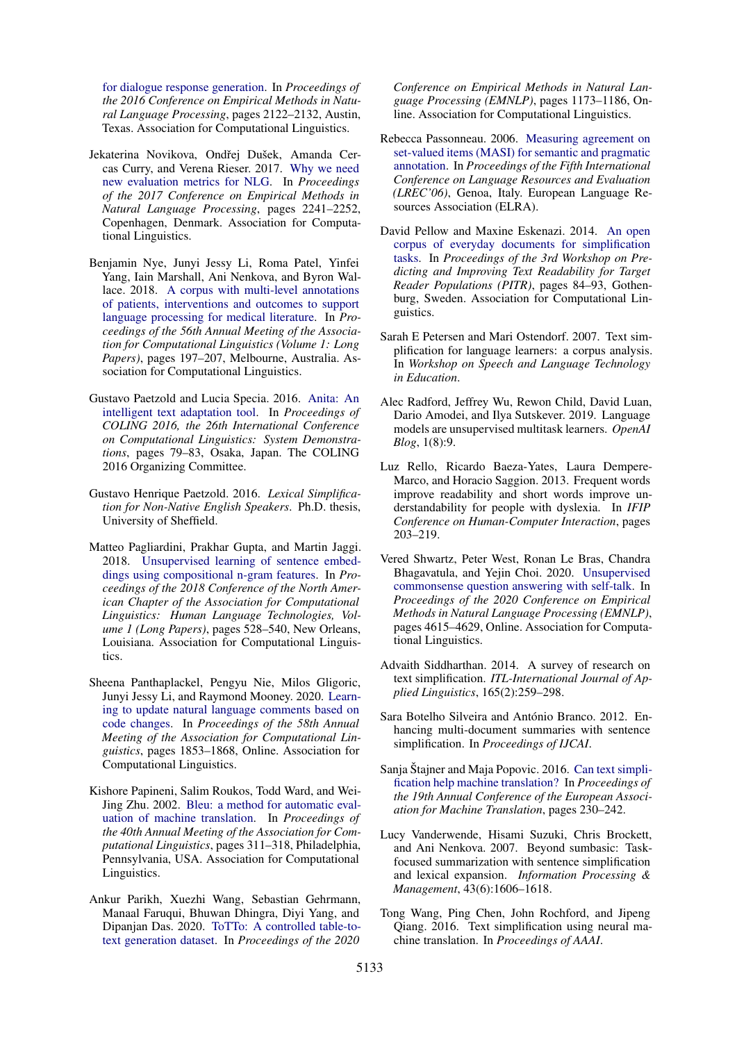for dialogue response generation. In *Proceedings of the 2016 Conference on Empirical Methods in Natural Language Processing*, pages 2122–2132, Austin, Texas. Association for Computational Linguistics.

Jekaterina Novikova, Ondřej Dušek, Amanda Cercas Curry, and Verena Rieser. 2017. Why we need new evaluation metrics for NLG. In *Proceedings of the 2017 Conference on Empirical Methods in Natural Language Processing*, pages 2241–2252, Copenhagen, Denmark. Association for Computational Linguistics.

Benjamin Nye, Junyi Jessy Li, Roma Patel, Yinfei Yang, Iain Marshall, Ani Nenkova, and Byron Wallace. 2018. A corpus with multi-level annotations of patients, interventions and outcomes to support language processing for medical literature. In *Proceedings of the 56th Annual Meeting of the Association for Computational Linguistics (Volume 1: Long Papers)*, pages 197–207, Melbourne, Australia. Association for Computational Linguistics.

Gustavo Paetzold and Lucia Specia. 2016. Anita: An intelligent text adaptation tool. In *Proceedings of COLING 2016, the 26th International Conference on Computational Linguistics: System Demonstrations*, pages 79–83, Osaka, Japan. The COLING 2016 Organizing Committee.

Gustavo Henrique Paetzold. 2016. *Lexical Simplification for Non-Native English Speakers*. Ph.D. thesis, University of Sheffield.

Matteo Pagliardini, Prakhar Gupta, and Martin Jaggi. 2018. Unsupervised learning of sentence embeddings using compositional n-gram features. In *Proceedings of the 2018 Conference of the North American Chapter of the Association for Computational Linguistics: Human Language Technologies, Volume 1 (Long Papers)*, pages 528–540, New Orleans, Louisiana. Association for Computational Linguistics.

Sheena Panthaplackel, Pengyu Nie, Milos Gligoric, Junyi Jessy Li, and Raymond Mooney. 2020. Learning to update natural language comments based on code changes. In *Proceedings of the 58th Annual Meeting of the Association for Computational Linguistics*, pages 1853–1868, Online. Association for Computational Linguistics.

Kishore Papineni, Salim Roukos, Todd Ward, and Wei-Jing Zhu. 2002. Bleu: a method for automatic evaluation of machine translation. In *Proceedings of the 40th Annual Meeting of the Association for Computational Linguistics*, pages 311–318, Philadelphia, Pennsylvania, USA. Association for Computational Linguistics.

Ankur Parikh, Xuezhi Wang, Sebastian Gehrmann, Manaal Faruqui, Bhuwan Dhingra, Diyi Yang, and Dipanjan Das. 2020. ToTTo: A controlled table-to-text generation dataset. In *Proceedings of the 2020 Conference on Empirical Methods in Natural Language Processing (EMNLP)*, pages 1173–1186, Online. Association for Computational Linguistics.

Rebecca Passonneau. 2006. Measuring agreement on set-valued items (MASI) for semantic and pragmatic annotation. In *Proceedings of the Fifth International Conference on Language Resources and Evaluation (LREC'06)*, Genoa, Italy. European Language Resources Association (ELRA).

David Pellow and Maxine Eskenazi. 2014. An open corpus of everyday documents for simplification tasks. In *Proceedings of the 3rd Workshop on Predicting and Improving Text Readability for Target Reader Populations (PITR)*, pages 84–93, Gothenburg, Sweden. Association for Computational Linguistics.

Sarah E Petersen and Mari Ostendorf. 2007. Text simplification for language learners: a corpus analysis. In *Workshop on Speech and Language Technology in Education*.

Alec Radford, Jeffrey Wu, Rewon Child, David Luan, Dario Amodei, and Ilya Sutskever. 2019. Language models are unsupervised multitask learners. *OpenAI Blog*, 1(8):9.

Luz Rello, Ricardo Baeza-Yates, Laura Dempere-Marco, and Horacio Saggion. 2013. Frequent words improve readability and short words improve understandability for people with dyslexia. In *IFIP Conference on Human-Computer Interaction*, pages 203–219.

Vered Shwartz, Peter West, Ronan Le Bras, Chandra Bhagavatula, and Yejin Choi. 2020. Unsupervised commonsense question answering with self-talk. In *Proceedings of the 2020 Conference on Empirical Methods in Natural Language Processing (EMNLP)*, pages 4615–4629, Online. Association for Computational Linguistics.

Advaith Siddharthan. 2014. A survey of research on text simplification. *ITL-International Journal of Applied Linguistics*, 165(2):259–298.

Sara Botelho Silveira and António Branco. 2012. Enhancing multi-document summaries with sentence simplification. In *Proceedings of IJCAI*.

Sanja Štajner and Maja Popovic. 2016. Can text simplification help machine translation? In *Proceedings of the 19th Annual Conference of the European Association for Machine Translation*, pages 230–242.

Lucy Vanderwende, Hisami Suzuki, Chris Brockett, and Ani Nenkova. 2007. Beyond sumbasic: Task-focused summarization with sentence simplification and lexical expansion. *Information Processing & Management*, 43(6):1606–1618.

Tong Wang, Ping Chen, John Rochford, and Jipeng Qiang. 2016. Text simplification using neural machine translation. In *Proceedings of AAAI*.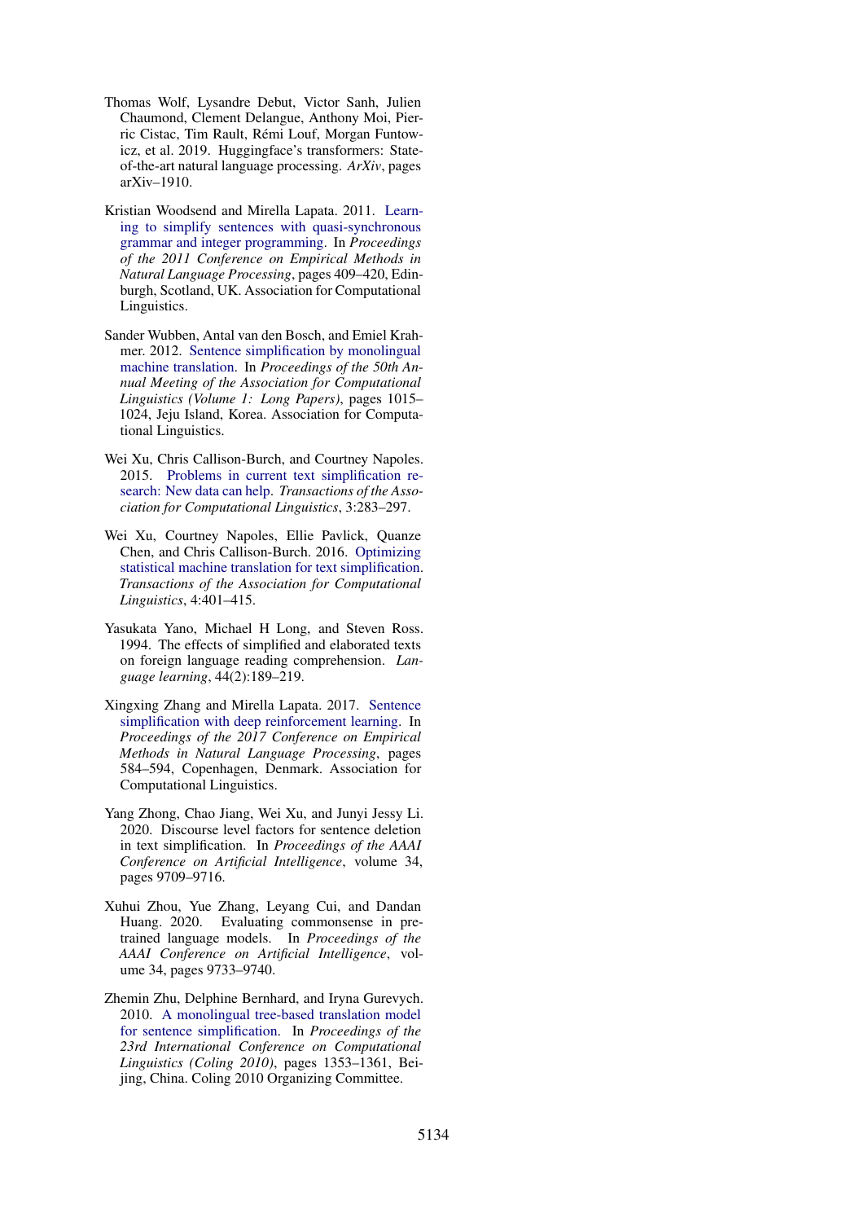Thomas Wolf, Lysandre Debut, Victor Sanh, Julien Chaumond, Clement Delangue, Anthony Moi, Pierric Cistac, Tim Rault, Rémi Louf, Morgan Funtowicz, et al. 2019. Huggingface's transformers: State-of-the-art natural language processing. *ArXiv*, pages arXiv–1910.

Kristian Woodsend and Mirella Lapata. 2011. Learning to simplify sentences with quasi-synchronous grammar and integer programming. In *Proceedings of the 2011 Conference on Empirical Methods in Natural Language Processing*, pages 409–420, Edinburgh, Scotland, UK. Association for Computational Linguistics.

Sander Wubben, Antal van den Bosch, and Emiel Krahmer. 2012. Sentence simplification by monolingual machine translation. In *Proceedings of the 50th Annual Meeting of the Association for Computational Linguistics (Volume 1: Long Papers)*, pages 1015–1024, Jeju Island, Korea. Association for Computational Linguistics.

Wei Xu, Chris Callison-Burch, and Courtney Napoles. 2015. Problems in current text simplification research: New data can help. *Transactions of the Association for Computational Linguistics*, 3:283–297.

Wei Xu, Courtney Napoles, Ellie Pavlick, Quanze Chen, and Chris Callison-Burch. 2016. Optimizing statistical machine translation for text simplification. *Transactions of the Association for Computational Linguistics*, 4:401–415.

Yasukata Yano, Michael H Long, and Steven Ross. 1994. The effects of simplified and elaborated texts on foreign language reading comprehension. *Language learning*, 44(2):189–219.

Xingxing Zhang and Mirella Lapata. 2017. Sentence simplification with deep reinforcement learning. In *Proceedings of the 2017 Conference on Empirical Methods in Natural Language Processing*, pages 584–594, Copenhagen, Denmark. Association for Computational Linguistics.

Yang Zhong, Chao Jiang, Wei Xu, and Junyi Jessy Li. 2020. Discourse level factors for sentence deletion in text simplification. In *Proceedings of the AAAI Conference on Artificial Intelligence*, volume 34, pages 9709–9716.

Xuhui Zhou, Yue Zhang, Leyang Cui, and Dandan Huang. 2020. Evaluating commonsense in pre-trained language models. In *Proceedings of the AAAI Conference on Artificial Intelligence*, volume 34, pages 9733–9740.

Zhemin Zhu, Delphine Bernhard, and Iryna Gurevych. 2010. A monolingual tree-based translation model for sentence simplification. In *Proceedings of the 23rd International Conference on Computational Linguistics (Coling 2010)*, pages 1353–1361, Beijing, China. Coling 2010 Organizing Committee.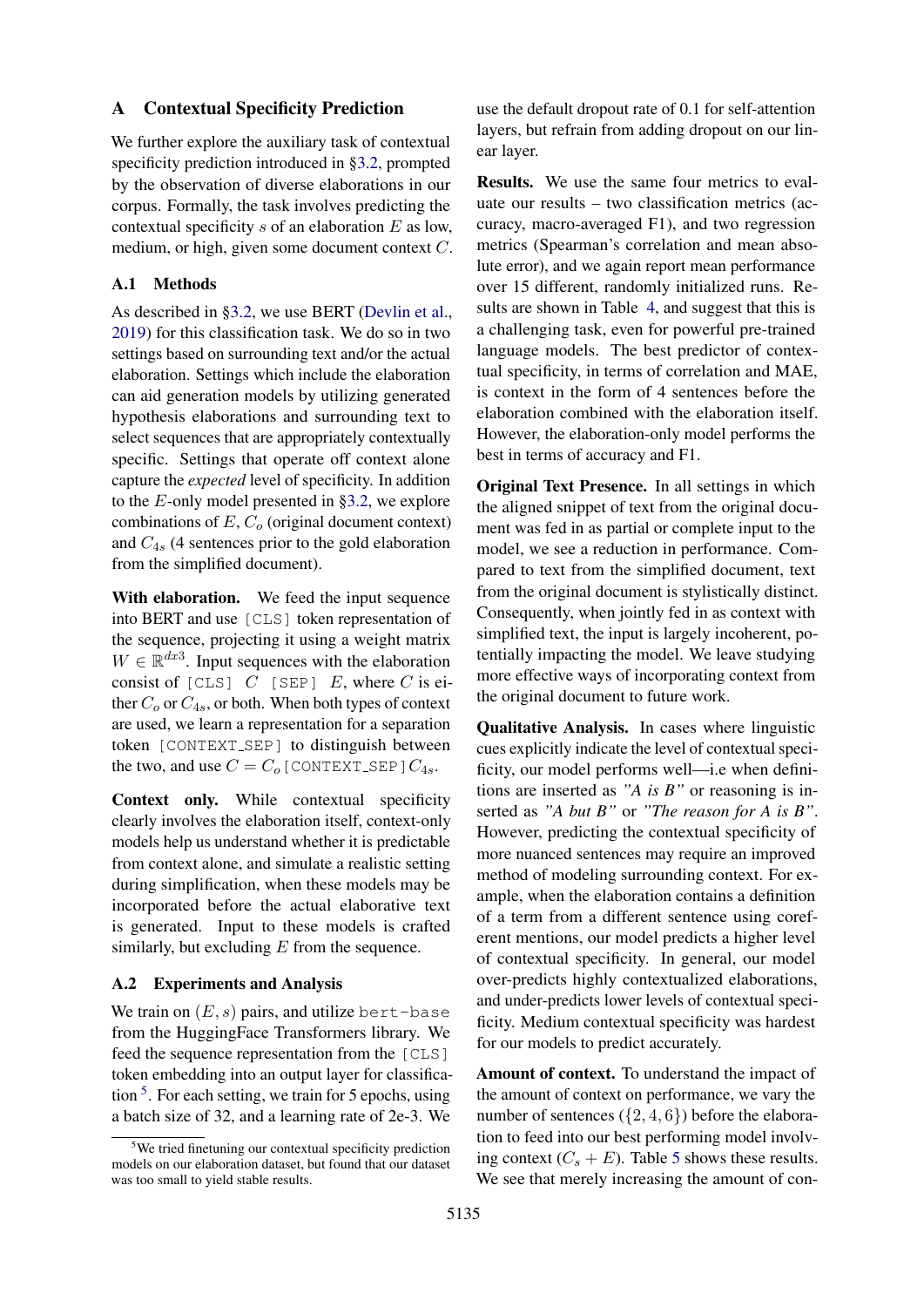## A Contextual Specificity Prediction

We further explore the auxiliary task of contextual specificity prediction introduced in §3.2, prompted by the observation of diverse elaborations in our corpus. Formally, the task involves predicting the contextual specificity $s$ of an elaboration $E$ as low, medium, or high, given some document context $C$.

### A.1 Methods

As described in §3.2, we use BERT (Devlin et al., 2019) for this classification task. We do so in two settings based on surrounding text and/or the actual elaboration. Settings which include the elaboration can aid generation models by utilizing generated hypothesis elaborations and surrounding text to select sequences that are appropriately contextually specific. Settings that operate off context alone capture the *expected* level of specificity. In addition to the $E$-only model presented in §3.2, we explore combinations of $E$, $C_o$ (original document context) and $C_{4s}$ (4 sentences prior to the gold elaboration from the simplified document).

**With elaboration.** We feed the input sequence into BERT and use [CLS] token representation of the sequence, projecting it using a weight matrix $W \in \mathbb{R}^{dx3}$. Input sequences with the elaboration consist of [CLS] $C$ [SEP] $E$, where $C$ is either $C_o$ or $C_{4s}$, or both. When both types of context are used, we learn a representation for a separation token [CONTEXT_SEP] to distinguish between the two, and use $C = C_o$[CONTEXT_SEP]$C_{4s}$.

**Context only.** While contextual specificity clearly involves the elaboration itself, context-only models help us understand whether it is predictable from context alone, and simulate a realistic setting during simplification, when these models may be incorporated before the actual elaborative text is generated. Input to these models is crafted similarly, but excluding $E$ from the sequence.

### A.2 Experiments and Analysis

We train on $(E, s)$ pairs, and utilize bert-base from the HuggingFace Transformers library. We feed the sequence representation from the [CLS] token embedding into an output layer for classification [5]. For each setting, we train for 5 epochs, using a batch size of 32, and a learning rate of 2e-3. We use the default dropout rate of 0.1 for self-attention layers, but refrain from adding dropout on our linear layer.

**Results.** We use the same four metrics to evaluate our results – two classification metrics (accuracy, macro-averaged F1), and two regression metrics (Spearman's correlation and mean absolute error), and we again report mean performance over 15 different, randomly initialized runs. Results are shown in Table 4, and suggest that this is a challenging task, even for powerful pre-trained language models. The best predictor of contextual specificity, in terms of correlation and MAE, is context in the form of 4 sentences before the elaboration combined with the elaboration itself. However, the elaboration-only model performs the best in terms of accuracy and F1.

**Original Text Presence.** In all settings in which the aligned snippet of text from the original document was fed in as partial or complete input to the model, we see a reduction in performance. Compared to text from the simplified document, text from the original document is stylistically distinct. Consequently, when jointly fed in as context with simplified text, the input is largely incoherent, potentially impacting the model. We leave studying more effective ways of incorporating context from the original document to future work.

**Qualitative Analysis.** In cases where linguistic cues explicitly indicate the level of contextual specificity, our model performs well—i.e when definitions are inserted as *"A is B"* or reasoning is inserted as *"A but B"* or *"The reason for A is B"*. However, predicting the contextual specificity of more nuanced sentences may require an improved method of modeling surrounding context. For example, when the elaboration contains a definition of a term from a different sentence using coreferent mentions, our model predicts a higher level of contextual specificity. In general, our model over-predicts highly contextualized elaborations, and under-predicts lower levels of contextual specificity. Medium contextual specificity was hardest for our models to predict accurately.

**Amount of context.** To understand the impact of the amount of context on performance, we vary the number of sentences ($\{2, 4, 6\}$) before the elaboration to feed into our best performing model involving context ($C_s + E$). Table 5 shows these results. We see that merely increasing the amount of con-

[5] We tried finetuning our contextual specificity prediction models on our elaboration dataset, but found that our dataset was too small to yield stable results.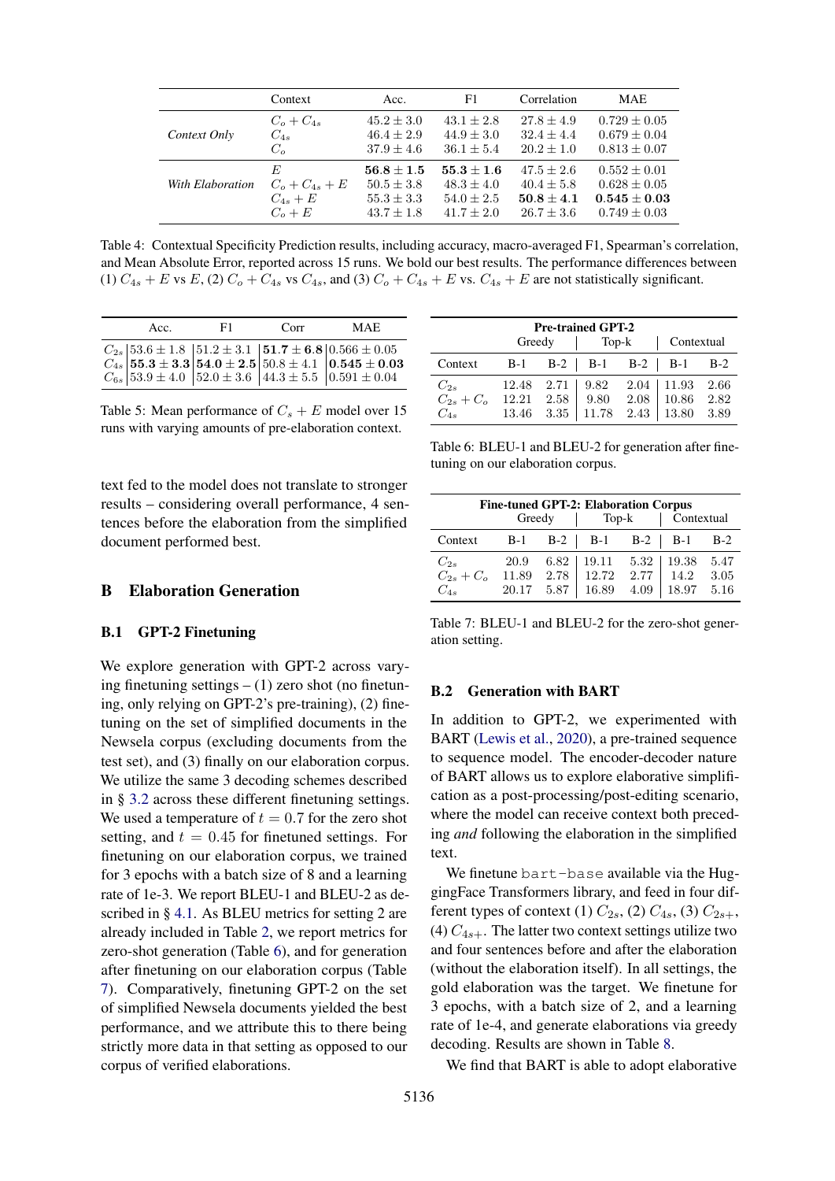| | Context | Acc. | F1 | Correlation | MAE |
|---|---|---|---|---|---|
| *Context Only* | $C_o + C_{4s}$ | $45.2 \pm 3.0$ | $43.1 \pm 2.8$ | $27.8 \pm 4.9$ | $0.729 \pm 0.05$ |
| | $C_{4s}$ | $46.4 \pm 2.9$ | $44.9 \pm 3.0$ | $32.4 \pm 4.4$ | $0.679 \pm 0.04$ |
| | $C_o$ | $37.9 \pm 4.6$ | $36.1 \pm 5.4$ | $20.2 \pm 1.0$ | $0.813 \pm 0.07$ |
| *With Elaboration* | $E$ | $\mathbf{56.8 \pm 1.5}$ | $\mathbf{55.3 \pm 1.6}$ | $47.5 \pm 2.6$ | $0.552 \pm 0.01$ |
| | $C_o + C_{4s} + E$ | $50.5 \pm 3.8$ | $48.3 \pm 4.0$ | $40.4 \pm 5.8$ | $0.628 \pm 0.05$ |
| | $C_{4s} + E$ | $55.3 \pm 3.3$ | $54.0 \pm 2.5$ | $\mathbf{50.8 \pm 4.1}$ | $\mathbf{0.545 \pm 0.03}$ |
| | $C_o + E$ | $43.7 \pm 1.8$ | $41.7 \pm 2.0$ | $26.7 \pm 3.6$ | $0.749 \pm 0.03$ |

Table 4: Contextual Specificity Prediction results, including accuracy, macro-averaged F1, Spearman's correlation, and Mean Absolute Error, reported across 15 runs. We bold our best results. The performance differences between (1) $C_{4s} + E$ vs $E$, (2) $C_o + C_{4s}$ vs $C_{4s}$, and (3) $C_o + C_{4s} + E$ vs. $C_{4s} + E$ are not statistically significant.

| | Acc. | F1 | Corr | MAE |
|---|---|---|---|---|
| $C_{2s}$ | $53.6 \pm 1.8$ | $51.2 \pm 3.1$ | $\mathbf{51.7 \pm 6.8}$ | $0.566 \pm 0.05$ |
| $C_{4s}$ | $\mathbf{55.3 \pm 3.3}$ | $\mathbf{54.0 \pm 2.5}$ | $50.8 \pm 4.1$ | $\mathbf{0.545 \pm 0.03}$ |
| $C_{6s}$ | $53.9 \pm 4.0$ | $52.0 \pm 3.6$ | $44.3 \pm 5.5$ | $0.591 \pm 0.04$ |

Table 5: Mean performance of $C_s + E$ model over 15 runs with varying amounts of pre-elaboration context.

text fed to the model does not translate to stronger results – considering overall performance, 4 sentences before the elaboration from the simplified document performed best.

## B Elaboration Generation

### B.1 GPT-2 Finetuning

We explore generation with GPT-2 across varying finetuning settings – (1) zero shot (no finetuning, only relying on GPT-2's pre-training), (2) finetuning on the set of simplified documents in the Newsela corpus (excluding documents from the test set), and (3) finally on our elaboration corpus. We utilize the same 3 decoding schemes described in § 3.2 across these different finetuning settings. We used a temperature of $t = 0.7$ for the zero shot setting, and $t = 0.45$ for finetuned settings. For finetuning on our elaboration corpus, we trained for 3 epochs with a batch size of 8 and a learning rate of 1e-3. We report BLEU-1 and BLEU-2 as described in § 4.1. As BLEU metrics for setting 2 are already included in Table 2, we report metrics for zero-shot generation (Table 6), and for generation after finetuning on our elaboration corpus (Table 7). Comparatively, finetuning GPT-2 on the set of simplified Newsela documents yielded the best performance, and we attribute this to there being strictly more data in that setting as opposed to our corpus of verified elaborations.

| **Pre-trained GPT-2** | Greedy | | Top-k | | Contextual | |
|---|---|---|---|---|---|---|
| Context | B-1 | B-2 | B-1 | B-2 | B-1 | B-2 |
| $C_{2s}$ | 12.48 | 2.71 | 9.82 | 2.04 | 11.93 | 2.66 |
| $C_{2s} + C_o$ | 12.21 | 2.58 | 9.80 | 2.08 | 10.86 | 2.82 |
| $C_{4s}$ | 13.46 | 3.35 | 11.78 | 2.43 | 13.80 | 3.89 |

Table 6: BLEU-1 and BLEU-2 for generation after finetuning on our elaboration corpus.

| **Fine-tuned GPT-2: Elaboration Corpus** | Greedy | | Top-k | | Contextual | |
|---|---|---|---|---|---|---|
| Context | B-1 | B-2 | B-1 | B-2 | B-1 | B-2 |
| $C_{2s}$ | 20.9 | 6.82 | 19.11 | 5.32 | 19.38 | 5.47 |
| $C_{2s} + C_o$ | 11.89 | 2.78 | 12.72 | 2.77 | 14.2 | 3.05 |
| $C_{4s}$ | 20.17 | 5.87 | 16.89 | 4.09 | 18.97 | 5.16 |

Table 7: BLEU-1 and BLEU-2 for the zero-shot generation setting.

### B.2 Generation with BART

In addition to GPT-2, we experimented with BART (Lewis et al., 2020), a pre-trained sequence to sequence model. The encoder-decoder nature of BART allows us to explore elaborative simplification as a post-processing/post-editing scenario, where the model can receive context both preceding *and* following the elaboration in the simplified text.

We finetune `bart-base` available via the HuggingFace Transformers library, and feed in four different types of context (1) $C_{2s}$, (2) $C_{4s}$, (3) $C_{2s+}$, (4) $C_{4s+}$. The latter two context settings utilize two and four sentences before and after the elaboration (without the elaboration itself). In all settings, the gold elaboration was the target. We finetune for 3 epochs, with a batch size of 2, and a learning rate of 1e-4, and generate elaborations via greedy decoding. Results are shown in Table 8.

We find that BART is able to adopt elaborative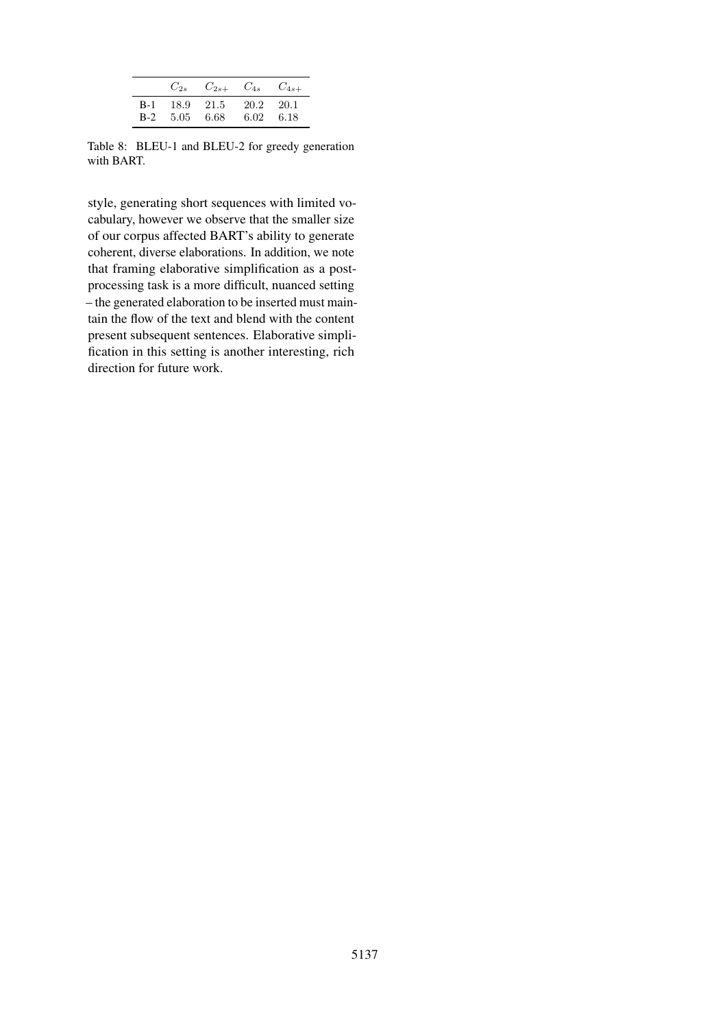| | $C_{2s}$ | $C_{2s+}$ | $C_{4s}$ | $C_{4s+}$ |
|---|---|---|---|---|
| B-1 | 18.9 | 21.5 | 20.2 | 20.1 |
| B-2 | 5.05 | 6.68 | 6.02 | 6.18 |

Table 8: BLEU-1 and BLEU-2 for greedy generation with BART.

style, generating short sequences with limited vocabulary, however we observe that the smaller size of our corpus affected BART's ability to generate coherent, diverse elaborations. In addition, we note that framing elaborative simplification as a post-processing task is a more difficult, nuanced setting – the generated elaboration to be inserted must maintain the flow of the text and blend with the content present subsequent sentences. Elaborative simplification in this setting is another interesting, rich direction for future work.